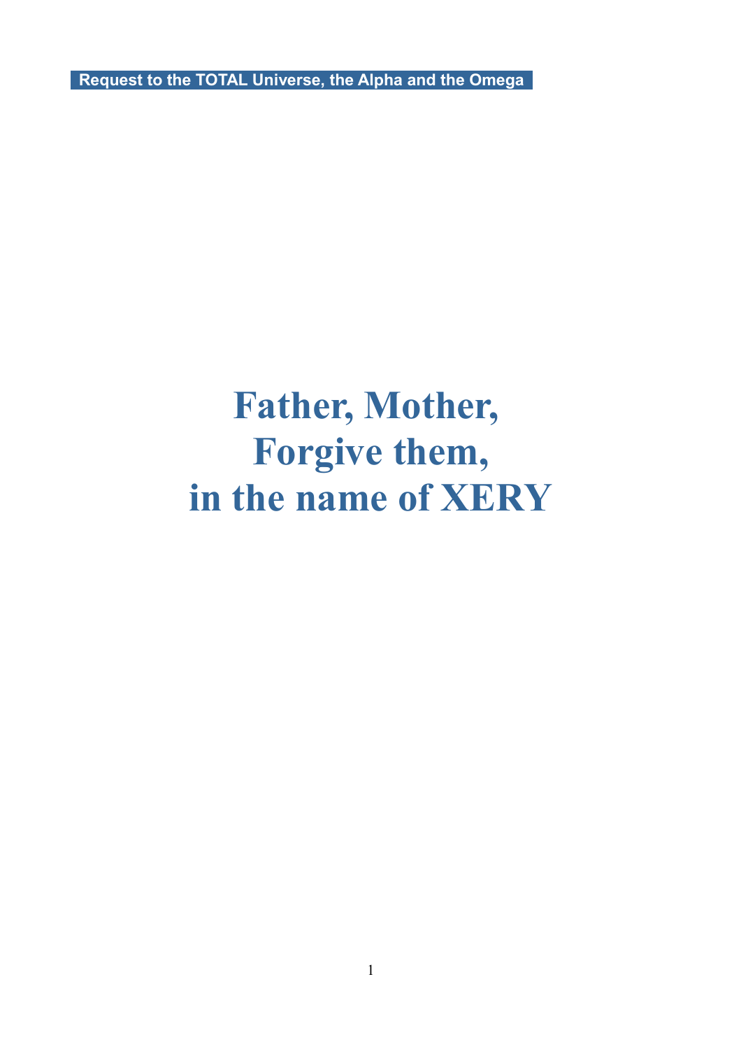**Request to the TOTAL Universe, the Alpha and the Omega**

# Father, Mother, Forgive them, in the name of XERY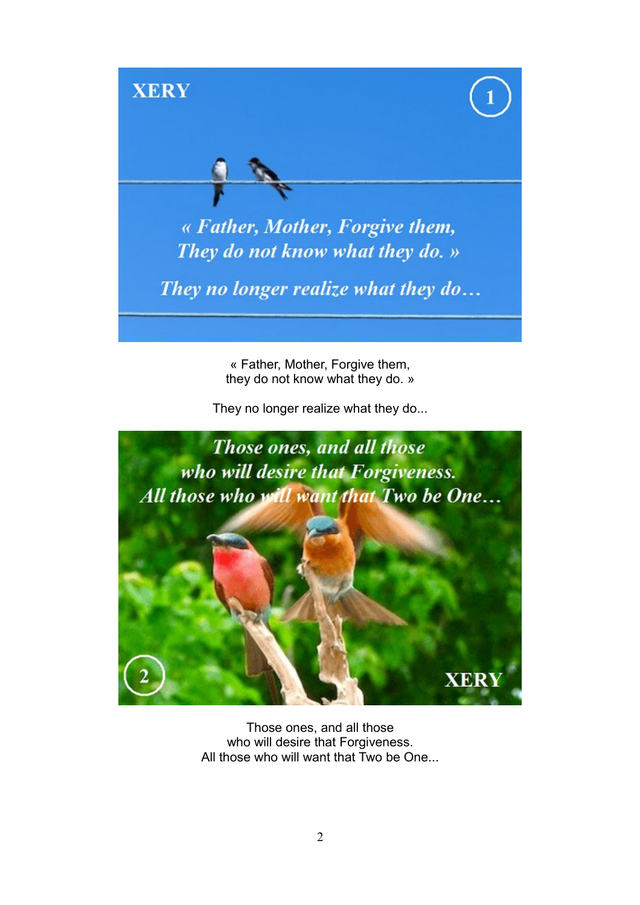« Father, Mother, Forgive them,
they do not know what they do. »

They no longer realize what they do...

Those ones, and all those
who will desire that Forgiveness.
All those who will want that Two be One...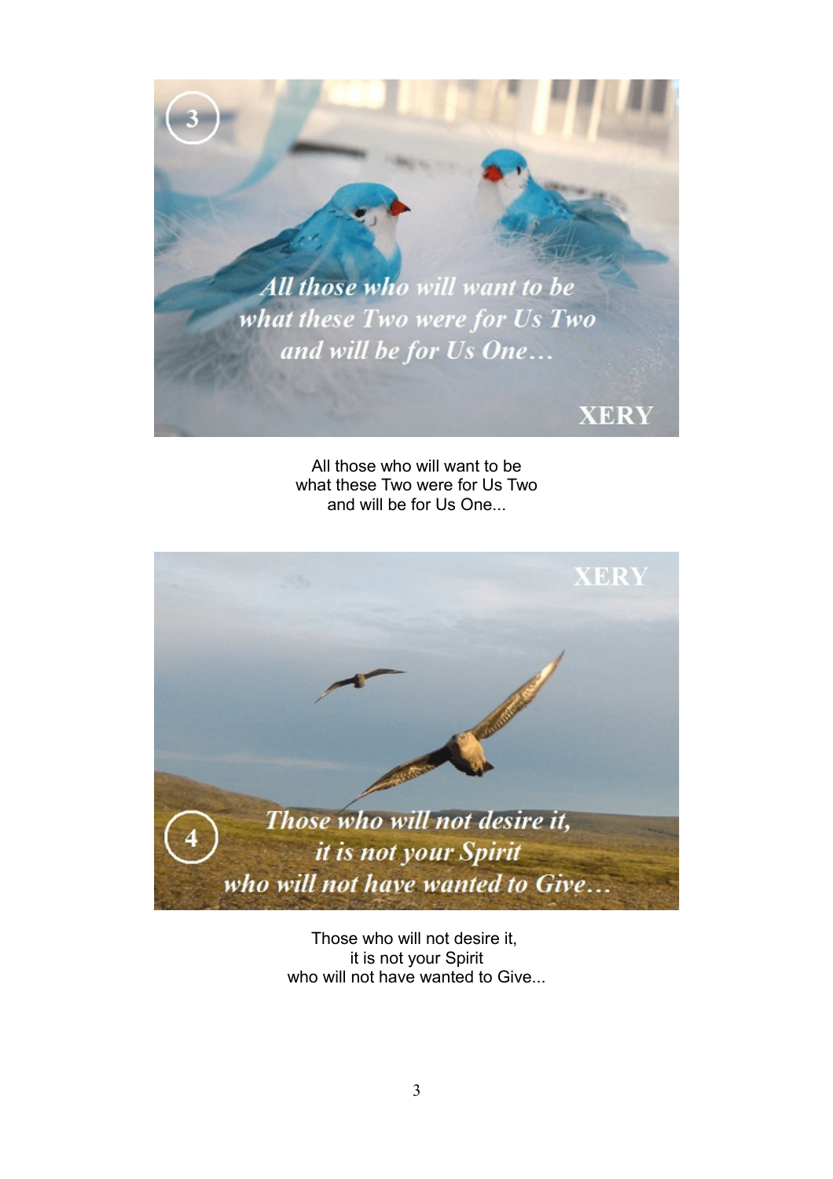All those who will want to be
what these Two were for Us Two
and will be for Us One...

Those who will not desire it,
it is not your Spirit
who will not have wanted to Give...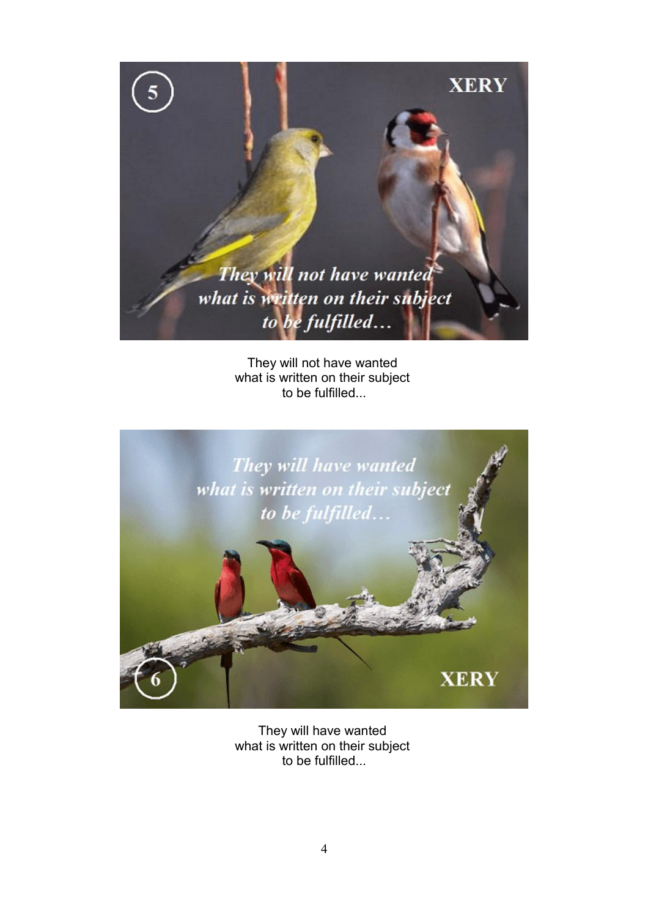They will not have wanted
what is written on their subject
to be fulfilled...

They will have wanted
what is written on their subject
to be fulfilled...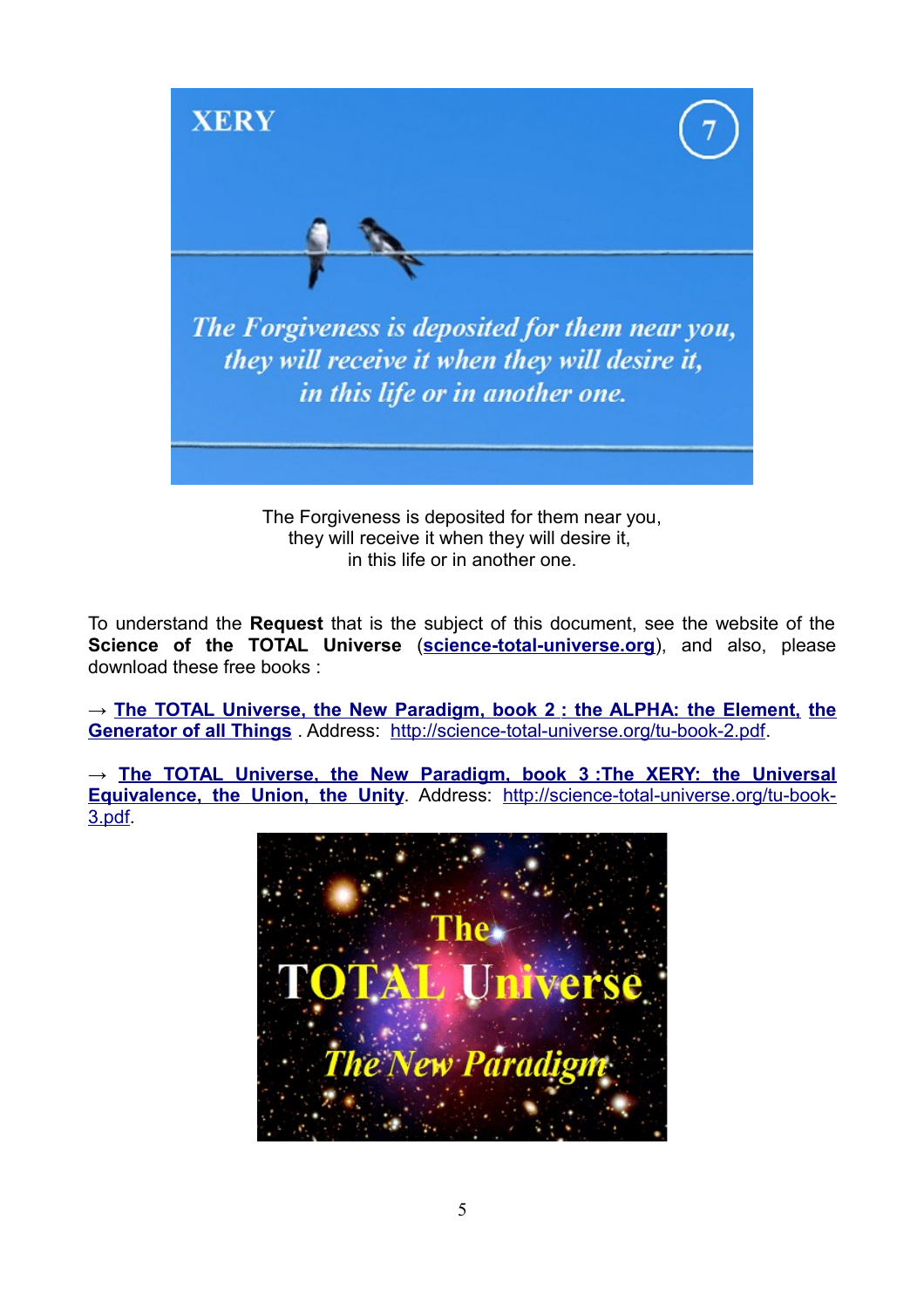The Forgiveness is deposited for them near you,
they will receive it when they will desire it,
in this life or in another one.

To understand the **Request** that is the subject of this document, see the website of the **Science of the TOTAL Universe** (**[science-total-universe.org](science-total-universe.org)**), and also, please download these free books :

→ **[The TOTAL Universe, the New Paradigm, book 2 : the ALPHA: the Element, the Generator of all Things](http://science-total-universe.org/tu-book-2.pdf)** . Address: [http://science-total-universe.org/tu-book-2.pdf](http://science-total-universe.org/tu-book-2.pdf).

→ **[The TOTAL Universe, the New Paradigm, book 3 :The XERY: the Universal Equivalence, the Union, the Unity](http://science-total-universe.org/tu-book-3.pdf)**. Address: [http://science-total-universe.org/tu-book-3.pdf](http://science-total-universe.org/tu-book-3.pdf).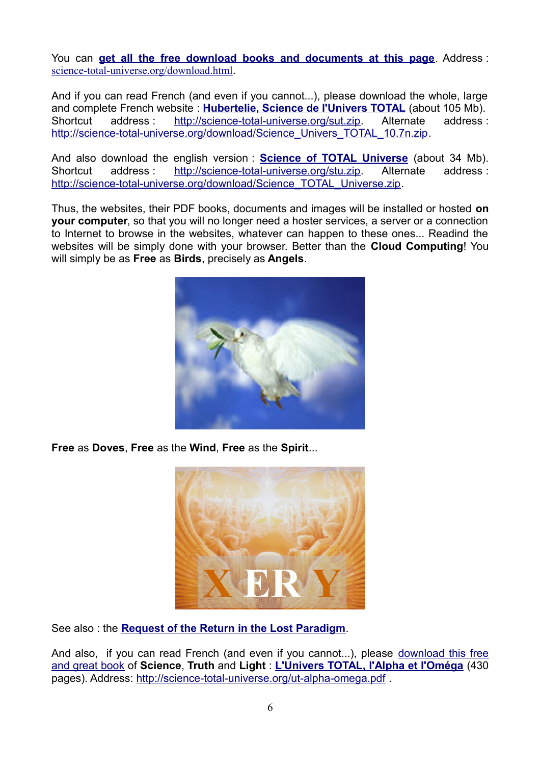You can **[get all the free download books and documents at this page](science-total-universe.org/download.html)**. Address : science-total-universe.org/download.html.

And if you can read French (and even if you cannot...), please download the whole, large and complete French website : **Hubertelie, Science de l'Univers TOTAL** (about 105 Mb). Shortcut address : http://science-total-universe.org/sut.zip. Alternate address : http://science-total-universe.org/download/Science_Univers_TOTAL_10.7n.zip.

And also download the english version : **Science of TOTAL Universe** (about 34 Mb). Shortcut address : http://science-total-universe.org/stu.zip. Alternate address : http://science-total-universe.org/download/Science_TOTAL_Universe.zip.

Thus, the websites, their PDF books, documents and images will be installed or hosted **on your computer**, so that you will no longer need a hoster services, a server or a connection to Internet to browse in the websites, whatever can happen to these ones... Readind the websites will be simply done with your browser. Better than the **Cloud Computing**! You will simply be as **Free** as **Birds**, precisely as **Angels**.

**Free** as **Doves**, **Free** as the **Wind**, **Free** as the **Spirit**...

See also : the **Request of the Return in the Lost Paradigm**.

And also, if you can read French (and even if you cannot...), please download this free and great book of **Science**, **Truth** and **Light** : **L'Univers TOTAL, l'Alpha et l'Oméga** (430 pages). Address: http://science-total-universe.org/ut-alpha-omega.pdf .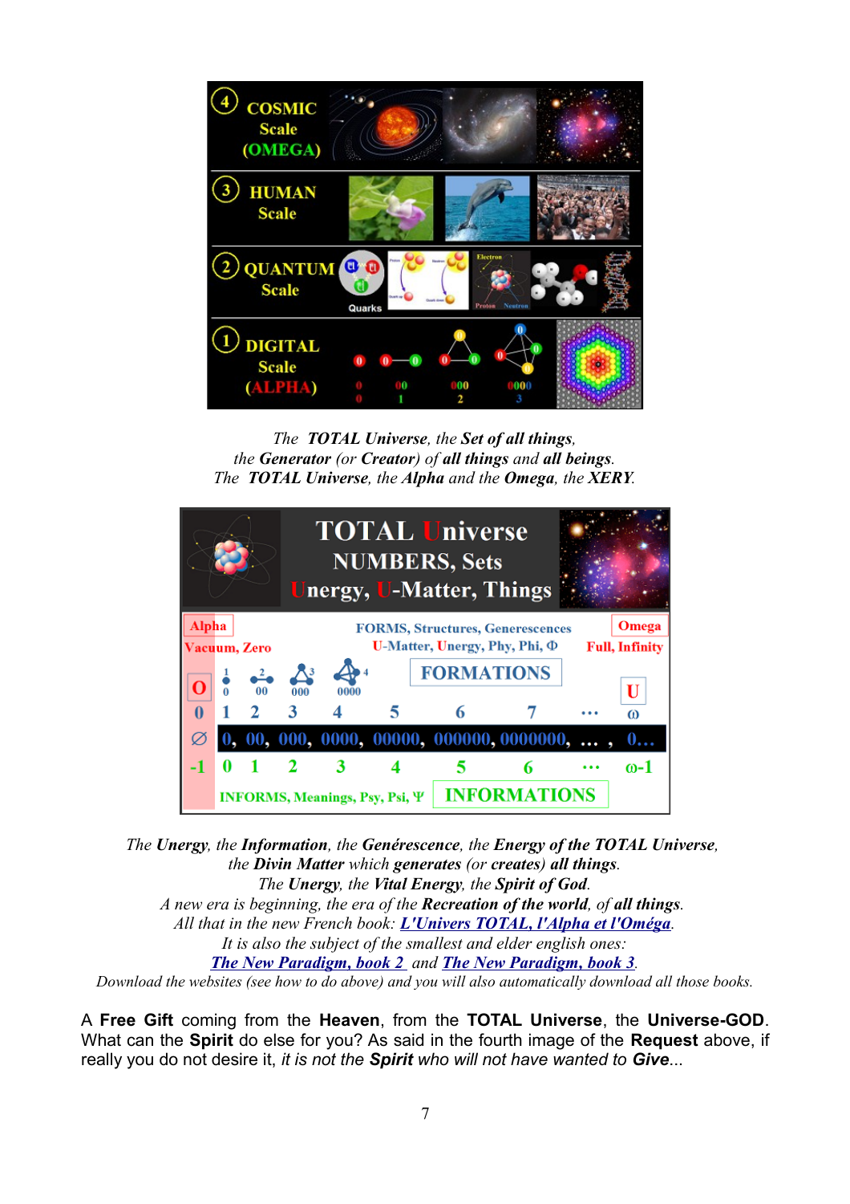*The* ***TOTAL Universe****, the* ***Set of all things****,*
*the* ***Generator*** *(or* ***Creator****) of* ***all things*** *and* ***all beings****.*
*The* ***TOTAL Universe****, the* ***Alpha*** *and the* ***Omega****, the* ***XERY****.*

*The* ***Unergy****, the* ***Information****, the* ***Genérescence****, the* ***Energy of the TOTAL Universe****,*
*the* ***Divin Matter*** *which* ***generates*** *(or* ***creates****)* ***all things****.*
*The* ***Unergy****, the* ***Vital Energy****, the* ***Spirit of God****.*
*A new era is beginning, the era of the* ***Recreation of the world****, of* ***all things****.*
*All that in the new French book:* ***L'Univers TOTAL, l'Alpha et l'Oméga****.*
*It is also the subject of the smallest and elder english ones:*
***The New Paradigm, book 2*** *and* ***The New Paradigm, book 3****.*
*Download the websites (see how to do above) and you will also automatically download all those books.*

A **Free Gift** coming from the **Heaven**, from the **TOTAL Universe**, the **Universe-GOD**. What can the **Spirit** do else for you? As said in the fourth image of the **Request** above, if really you do not desire it, *it is not the* ***Spirit*** *who will not have wanted to* ***Give****...*